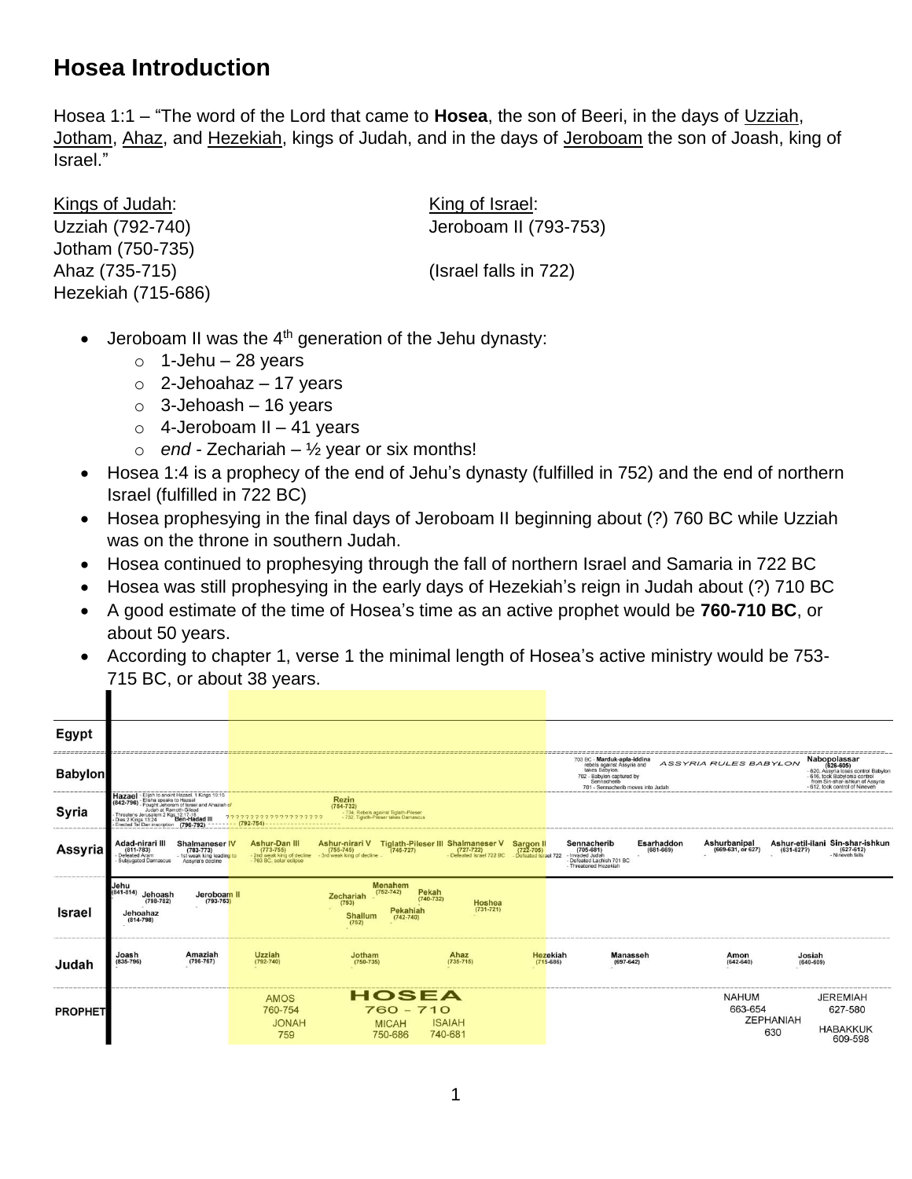## Hosea Introduction

Hosea 1:1 – "The word of the Lord that came to **Hosea**, the son of Beeri, in the days of Uzziah, Jotham, Ahaz, and Hezekiah, kings of Judah, and in the days of Jeroboam the son of Joash, king of Israel."

| Kings of Judah: | King of Israel: |
|---|---|
| Uzziah (792-740) | Jeroboam II (793-753) |
| Jotham (750-735) | |
| Ahaz (735-715) | (Israel falls in 722) |
| Hezekiah (715-686) | |

- Jeroboam II was the 4th generation of the Jehu dynasty:
  - 1-Jehu – 28 years
  - 2-Jehoahaz – 17 years
  - 3-Jehoash – 16 years
  - 4-Jeroboam II – 41 years
  - *end* - Zechariah – ½ year or six months!
- Hosea 1:4 is a prophecy of the end of Jehu's dynasty (fulfilled in 752) and the end of northern Israel (fulfilled in 722 BC)
- Hosea prophesying in the final days of Jeroboam II beginning about (?) 760 BC while Uzziah was on the throne in southern Judah.
- Hosea continued to prophesying through the fall of northern Israel and Samaria in 722 BC
- Hosea was still prophesying in the early days of Hezekiah's reign in Judah about (?) 710 BC
- A good estimate of the time of Hosea's time as an active prophet would be **760-710 BC**, or about 50 years.
- According to chapter 1, verse 1 the minimal length of Hosea's active ministry would be 753-715 BC, or about 38 years.

| | |
|---|---|
| **Egypt** | |
| **Babylon** | 703 BC - Marduk-apla-iddina rebels against Assyria and takes Babylon; 702 - Babylon captured by Sennacherib; 701 - Sennacherib moves into Judah. ASSYRIA RULES BABYLON. Nabopolassar (626-605) - 620, Assyria loses control Babylon; - 616, took Babylonia control from Sin-shar-ishkun of Assyria; - 612, took control of Nineveh |
| **Syria** | Hazael (842-796) - Elijah to anoint Hazael, 1 Kings 19:15; - Elisha speaks to Hazael; - Fought Jehoram of Israel and Ahaziah of Judah at Ramoth-Gilead; - Threaten's Jerusalem 2 Kgs 12:17-18; - Dies 2 Kings 13:24; - Erected Tel Dan inscription. Ben-Hadad III (796-792). ??????????????????? (792-754). Rezin (754-732) - 734, Rebels against Tiglath-Pileser; - 732, Tiglath-Pileser takes Damascus |
| **Assyria** | Adad-nirari III (811-783) - Defeated Aram; - Subjugated Damascus. Shalmaneser IV (783-773) - 1st weak king leading to Assyria's decline. Ashur-Dan III (773-755) - 2nd weak king of decline; - 763 BC, solar eclipse. Ashur-nirari V (755-745) - 3rd weak king of decline. Tiglath-Pileser III (745-727). Shalmaneser V (727-722) - Defeated Israel 722 BC. Sargon II (722-705) - Defeated Israel 722. Sennacherib (705-681) - Invaded Judah; - Defeated Lachish 701 BC; - Threatened Hezekiah. Esarhaddon (681-669). Ashurbanipal (669-631, or 627). Ashur-etil-ilani (631-627?). Sin-shar-ishkun (627-612) - Nineveh falls |
| **Israel** | Jehu (841-814). Jehoahaz (814-798). Jehoash (798-782). Jeroboam II (793-753). Zechariah (753). Shallum (752). Menahem (752-742). Pekahiah (742-740). Pekah (740-732). Hoshea (731-721) |
| **Judah** | Joash (835-796). Amaziah (796-767). Uzziah (792-740). Jotham (750-735). Ahaz (735-715). Hezekiah (715-686). Manasseh (697-642). Amon (642-640). Josiah (640-609) |
| **PROPHET** | AMOS 760-754. JONAH 759. HOSEA 760 – 710. MICAH 750-686. ISAIAH 740-681. NAHUM 663-654. ZEPHANIAH 630. JEREMIAH 627-580. HABAKKUK 609-598 |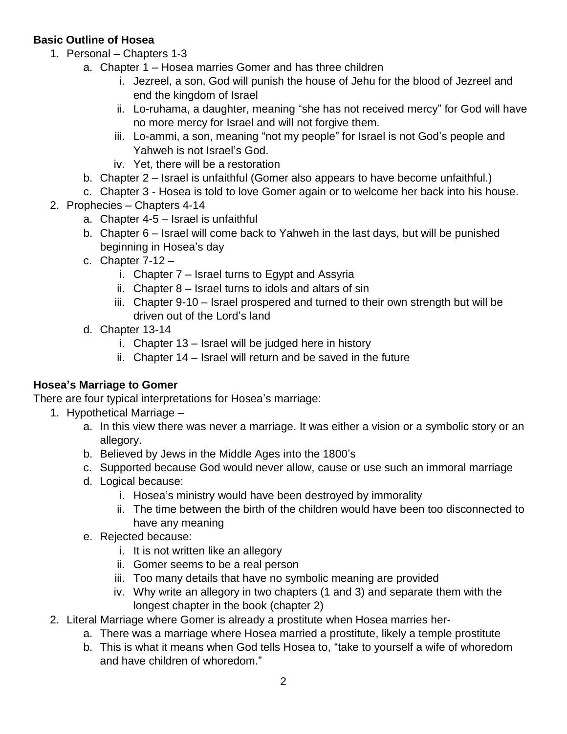**Basic Outline of Hosea**

1. Personal – Chapters 1-3
   a. Chapter 1 – Hosea marries Gomer and has three children
      i. Jezreel, a son, God will punish the house of Jehu for the blood of Jezreel and end the kingdom of Israel
      ii. Lo-ruhama, a daughter, meaning “she has not received mercy” for God will have no more mercy for Israel and will not forgive them.
      iii. Lo-ammi, a son, meaning “not my people” for Israel is not God’s people and Yahweh is not Israel’s God.
      iv. Yet, there will be a restoration
   b. Chapter 2 – Israel is unfaithful (Gomer also appears to have become unfaithful.)
   c. Chapter 3 - Hosea is told to love Gomer again or to welcome her back into his house.
2. Prophecies – Chapters 4-14
   a. Chapter 4-5 – Israel is unfaithful
   b. Chapter 6 – Israel will come back to Yahweh in the last days, but will be punished beginning in Hosea’s day
   c. Chapter 7-12 –
      i. Chapter 7 – Israel turns to Egypt and Assyria
      ii. Chapter 8 – Israel turns to idols and altars of sin
      iii. Chapter 9-10 – Israel prospered and turned to their own strength but will be driven out of the Lord’s land
   d. Chapter 13-14
      i. Chapter 13 – Israel will be judged here in history
      ii. Chapter 14 – Israel will return and be saved in the future

**Hosea’s Marriage to Gomer**

There are four typical interpretations for Hosea’s marriage:

1. Hypothetical Marriage –
   a. In this view there was never a marriage. It was either a vision or a symbolic story or an allegory.
   b. Believed by Jews in the Middle Ages into the 1800’s
   c. Supported because God would never allow, cause or use such an immoral marriage
   d. Logical because:
      i. Hosea’s ministry would have been destroyed by immorality
      ii. The time between the birth of the children would have been too disconnected to have any meaning
   e. Rejected because:
      i. It is not written like an allegory
      ii. Gomer seems to be a real person
      iii. Too many details that have no symbolic meaning are provided
      iv. Why write an allegory in two chapters (1 and 3) and separate them with the longest chapter in the book (chapter 2)
2. Literal Marriage where Gomer is already a prostitute when Hosea marries her-
   a. There was a marriage where Hosea married a prostitute, likely a temple prostitute
   b. This is what it means when God tells Hosea to, “take to yourself a wife of whoredom and have children of whoredom.”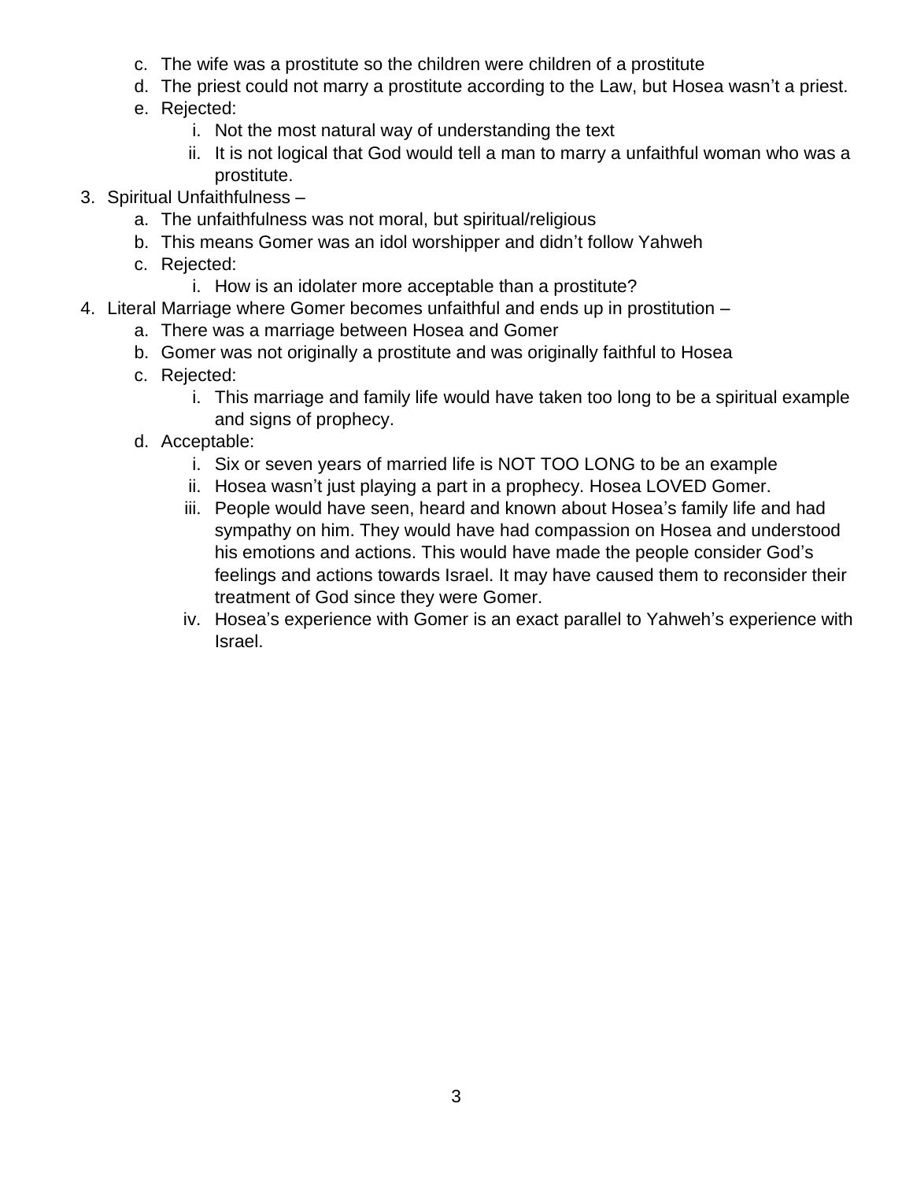c. The wife was a prostitute so the children were children of a prostitute
d. The priest could not marry a prostitute according to the Law, but Hosea wasn't a priest.
e. Rejected:
    i. Not the most natural way of understanding the text
    ii. It is not logical that God would tell a man to marry a unfaithful woman who was a prostitute.

3. Spiritual Unfaithfulness –
    a. The unfaithfulness was not moral, but spiritual/religious
    b. This means Gomer was an idol worshipper and didn't follow Yahweh
    c. Rejected:
        i. How is an idolater more acceptable than a prostitute?
4. Literal Marriage where Gomer becomes unfaithful and ends up in prostitution –
    a. There was a marriage between Hosea and Gomer
    b. Gomer was not originally a prostitute and was originally faithful to Hosea
    c. Rejected:
        i. This marriage and family life would have taken too long to be a spiritual example and signs of prophecy.
    d. Acceptable:
        i. Six or seven years of married life is NOT TOO LONG to be an example
        ii. Hosea wasn't just playing a part in a prophecy. Hosea LOVED Gomer.
        iii. People would have seen, heard and known about Hosea's family life and had sympathy on him. They would have had compassion on Hosea and understood his emotions and actions. This would have made the people consider God's feelings and actions towards Israel. It may have caused them to reconsider their treatment of God since they were Gomer.
        iv. Hosea's experience with Gomer is an exact parallel to Yahweh's experience with Israel.